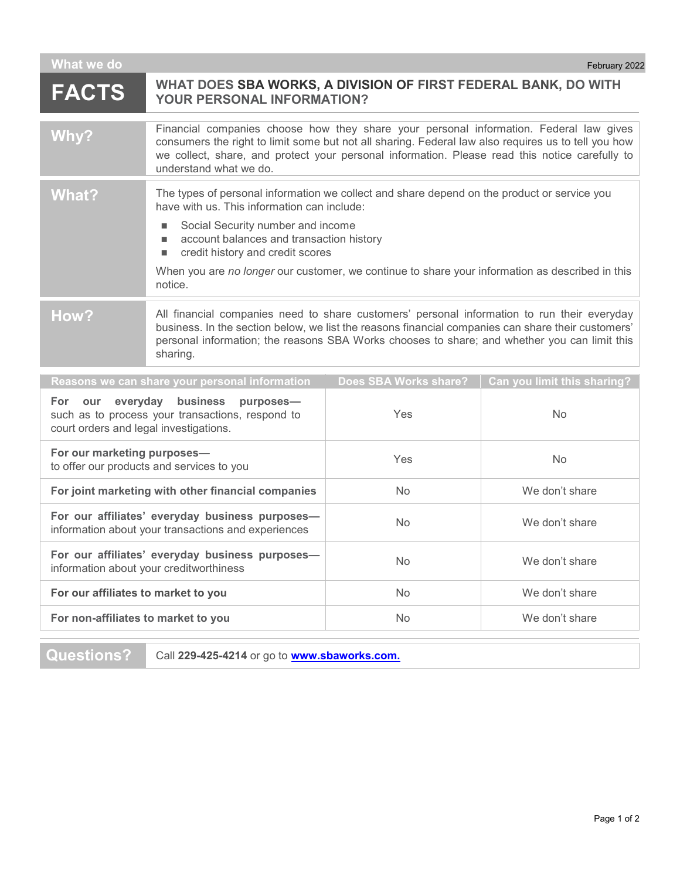What we do

February 2022

# FACTS

## WHAT DOES SBA WORKS, A DIVISION OF FIRST FEDERAL BANK, DO WITH YOUR PERSONAL INFORMATION?

| | |
|---|---|
| **Why?** | Financial companies choose how they share your personal information. Federal law gives consumers the right to limit some but not all sharing. Federal law also requires us to tell you how we collect, share, and protect your personal information. Please read this notice carefully to understand what we do. |
| **What?** | The types of personal information we collect and share depend on the product or service you have with us. This information can include:<br>■ Social Security number and income<br>■ account balances and transaction history<br>■ credit history and credit scores<br><br>When you are *no longer* our customer, we continue to share your information as described in this notice. |
| **How?** | All financial companies need to share customers' personal information to run their everyday business. In the section below, we list the reasons financial companies can share their customers' personal information; the reasons SBA Works chooses to share; and whether you can limit this sharing. |

| Reasons we can share your personal information | Does SBA Works share? | Can you limit this sharing? |
|---|---|---|
| **For our everyday business purposes—** such as to process your transactions, respond to court orders and legal investigations. | Yes | No |
| **For our marketing purposes—** to offer our products and services to you | Yes | No |
| **For joint marketing with other financial companies** | No | We don't share |
| **For our affiliates' everyday business purposes—** information about your transactions and experiences | No | We don't share |
| **For our affiliates' everyday business purposes—** information about your creditworthiness | No | We don't share |
| **For our affiliates to market to you** | No | We don't share |
| **For non-affiliates to market to you** | No | We don't share |

| | |
|---|---|
| **Questions?** | Call **229-425-4214** or go to **www.sbaworks.com.** |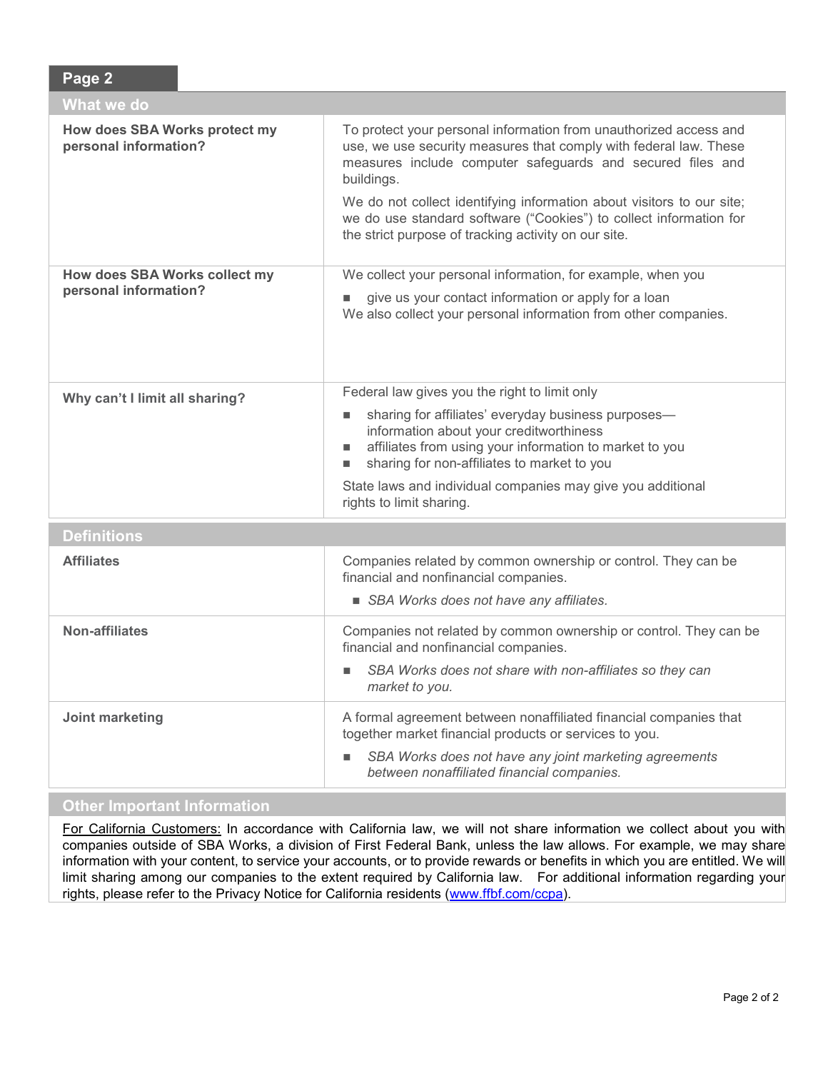## Page 2

| What we do | |
|---|---|
| **How does SBA Works protect my personal information?** | To protect your personal information from unauthorized access and use, we use security measures that comply with federal law. These measures include computer safeguards and secured files and buildings.<br><br>We do not collect identifying information about visitors to our site; we do use standard software ("Cookies") to collect information for the strict purpose of tracking activity on our site. |
| **How does SBA Works collect my personal information?** | We collect your personal information, for example, when you<br>■ give us your contact information or apply for a loan<br>We also collect your personal information from other companies. |
| **Why can't I limit all sharing?** | Federal law gives you the right to limit only<br>■ sharing for affiliates' everyday business purposes—information about your creditworthiness<br>■ affiliates from using your information to market to you<br>■ sharing for non-affiliates to market to you<br><br>State laws and individual companies may give you additional rights to limit sharing. |

| Definitions | |
|---|---|
| **Affiliates** | Companies related by common ownership or control. They can be financial and nonfinancial companies.<br>■ *SBA Works does not have any affiliates.* |
| **Non-affiliates** | Companies not related by common ownership or control. They can be financial and nonfinancial companies.<br>■ *SBA Works does not share with non-affiliates so they can market to you.* |
| **Joint marketing** | A formal agreement between nonaffiliated financial companies that together market financial products or services to you.<br>■ *SBA Works does not have any joint marketing agreements between nonaffiliated financial companies.* |

## Other Important Information

For California Customers: In accordance with California law, we will not share information we collect about you with companies outside of SBA Works, a division of First Federal Bank, unless the law allows. For example, we may share information with your content, to service your accounts, or to provide rewards or benefits in which you are entitled. We will limit sharing among our companies to the extent required by California law. For additional information regarding your rights, please refer to the Privacy Notice for California residents (www.ffbf.com/ccpa).